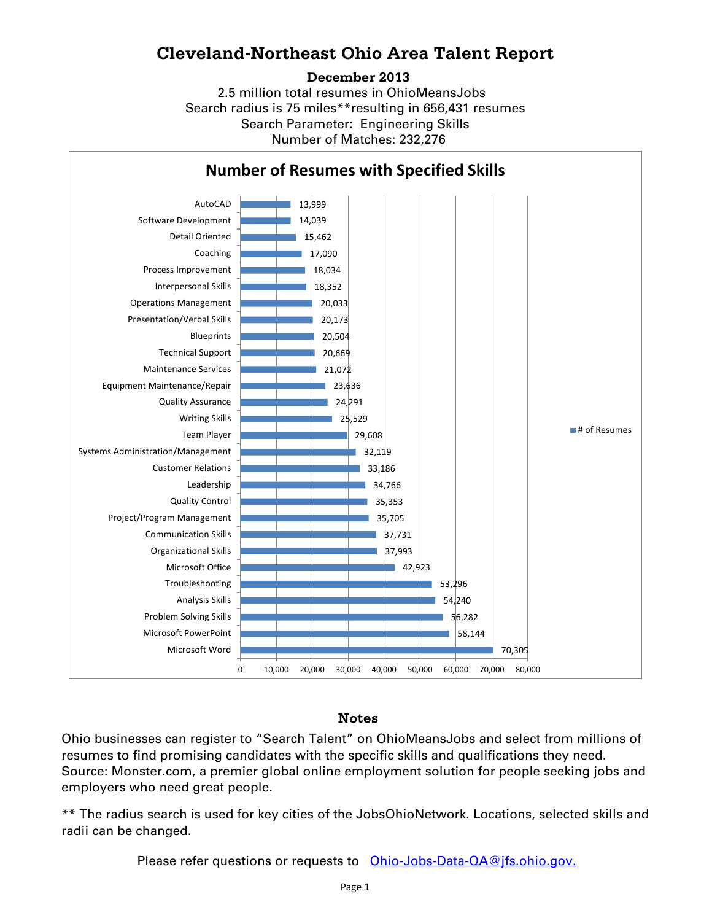# Cleveland-Northeast Ohio Area Talent Report

**December 2013**

2.5 million total resumes in OhioMeansJobs
Search radius is 75 miles**resulting in 656,431 resumes
Search Parameter: Engineering Skills
Number of Matches: 232,276

## Number of Resumes with Specified Skills

| Skill | # of Resumes |
|---|---|
| AutoCAD | 13,999 |
| Software Development | 14,039 |
| Detail Oriented | 15,462 |
| Coaching | 17,090 |
| Process Improvement | 18,034 |
| Interpersonal Skills | 18,352 |
| Operations Management | 20,033 |
| Presentation/Verbal Skills | 20,173 |
| Blueprints | 20,504 |
| Technical Support | 20,669 |
| Maintenance Services | 21,072 |
| Equipment Maintenance/Repair | 23,636 |
| Quality Assurance | 24,291 |
| Writing Skills | 25,529 |
| Team Player | 29,608 |
| Systems Administration/Management | 32,119 |
| Customer Relations | 33,186 |
| Leadership | 34,766 |
| Quality Control | 35,353 |
| Project/Program Management | 35,705 |
| Communication Skills | 37,731 |
| Organizational Skills | 37,993 |
| Microsoft Office | 42,923 |
| Troubleshooting | 53,296 |
| Analysis Skills | 54,240 |
| Problem Solving Skills | 56,282 |
| Microsoft PowerPoint | 58,144 |
| Microsoft Word | 70,305 |

## Notes

Ohio businesses can register to "Search Talent" on OhioMeansJobs and select from millions of resumes to find promising candidates with the specific skills and qualifications they need. Source: Monster.com, a premier global online employment solution for people seeking jobs and employers who need great people.

** The radius search is used for key cities of the JobsOhioNetwork. Locations, selected skills and radii can be changed.

Please refer questions or requests to [Ohio-Jobs-Data-QA@jfs.ohio.gov.](mailto:Ohio-Jobs-Data-QA@jfs.ohio.gov)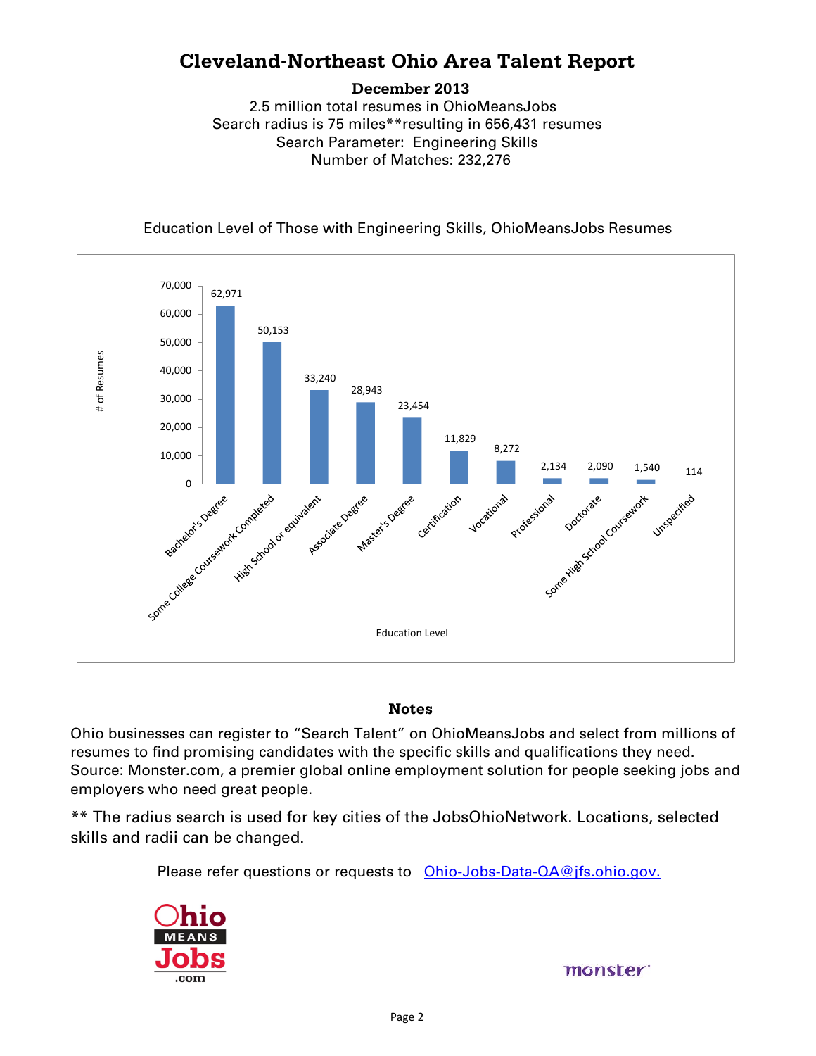# Cleveland-Northeast Ohio Area Talent Report

**December 2013**

2.5 million total resumes in OhioMeansJobs
Search radius is 75 miles**resulting in 656,431 resumes
Search Parameter: Engineering Skills
Number of Matches: 232,276

Education Level of Those with Engineering Skills, OhioMeansJobs Resumes

# of Resumes

70,000
60,000
50,000
40,000
30,000
20,000
10,000
0

62,971
50,153
33,240
28,943
23,454
11,829
8,272
2,134
2,090
1,540
114

Bachelor's Degree
Some College Coursework Completed
High School or equivalent
Associate Degree
Master's Degree
Certification
Vocational
Professional
Doctorate
Some High School Coursework
Unspecified

Education Level

## Notes

Ohio businesses can register to "Search Talent" on OhioMeansJobs and select from millions of resumes to find promising candidates with the specific skills and qualifications they need. Source: Monster.com, a premier global online employment solution for people seeking jobs and employers who need great people.

** The radius search is used for key cities of the JobsOhioNetwork. Locations, selected skills and radii can be changed.

Please refer questions or requests to Ohio-Jobs-Data-QA@jfs.ohio.gov.

Ohio MEANS Jobs .com

monster